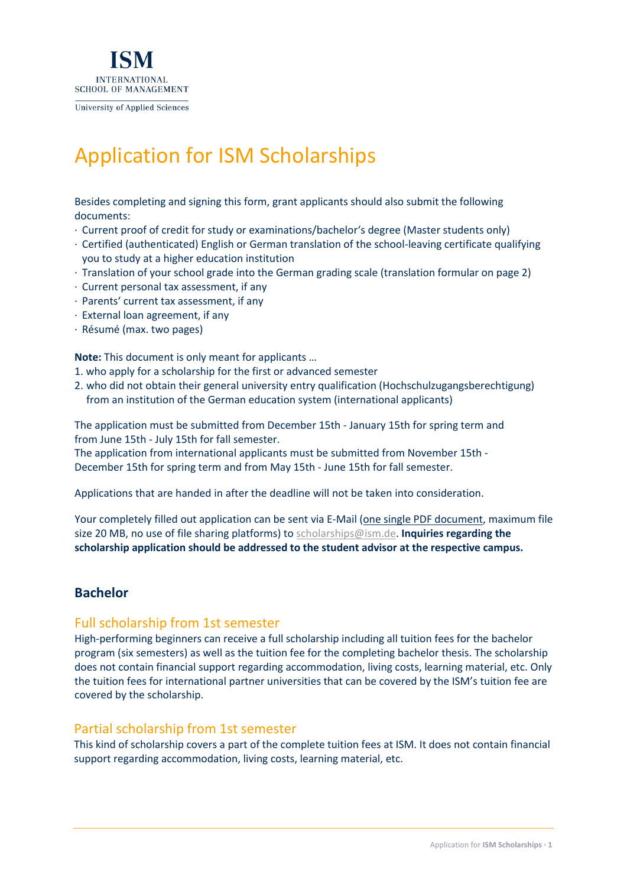ISM
INTERNATIONAL
SCHOOL OF MANAGEMENT
University of Applied Sciences

# Application for ISM Scholarships

Besides completing and signing this form, grant applicants should also submit the following documents:

- Current proof of credit for study or examinations/bachelor's degree (Master students only)
- Certified (authenticated) English or German translation of the school-leaving certificate qualifying you to study at a higher education institution
- Translation of your school grade into the German grading scale (translation formular on page 2)
- Current personal tax assessment, if any
- Parents' current tax assessment, if any
- External loan agreement, if any
- Résumé (max. two pages)

**Note:** This document is only meant for applicants …

1. who apply for a scholarship for the first or advanced semester
2. who did not obtain their general university entry qualification (Hochschulzugangsberechtigung) from an institution of the German education system (international applicants)

The application must be submitted from December 15th - January 15th for spring term and from June 15th - July 15th for fall semester.
The application from international applicants must be submitted from November 15th - December 15th for spring term and from May 15th - June 15th for fall semester.

Applications that are handed in after the deadline will not be taken into consideration.

Your completely filled out application can be sent via E-Mail (one single PDF document, maximum file size 20 MB, no use of file sharing platforms) to scholarships@ism.de. **Inquiries regarding the scholarship application should be addressed to the student advisor at the respective campus.**

## Bachelor

### Full scholarship from 1st semester

High-performing beginners can receive a full scholarship including all tuition fees for the bachelor program (six semesters) as well as the tuition fee for the completing bachelor thesis. The scholarship does not contain financial support regarding accommodation, living costs, learning material, etc. Only the tuition fees for international partner universities that can be covered by the ISM's tuition fee are covered by the scholarship.

### Partial scholarship from 1st semester

This kind of scholarship covers a part of the complete tuition fees at ISM. It does not contain financial support regarding accommodation, living costs, learning material, etc.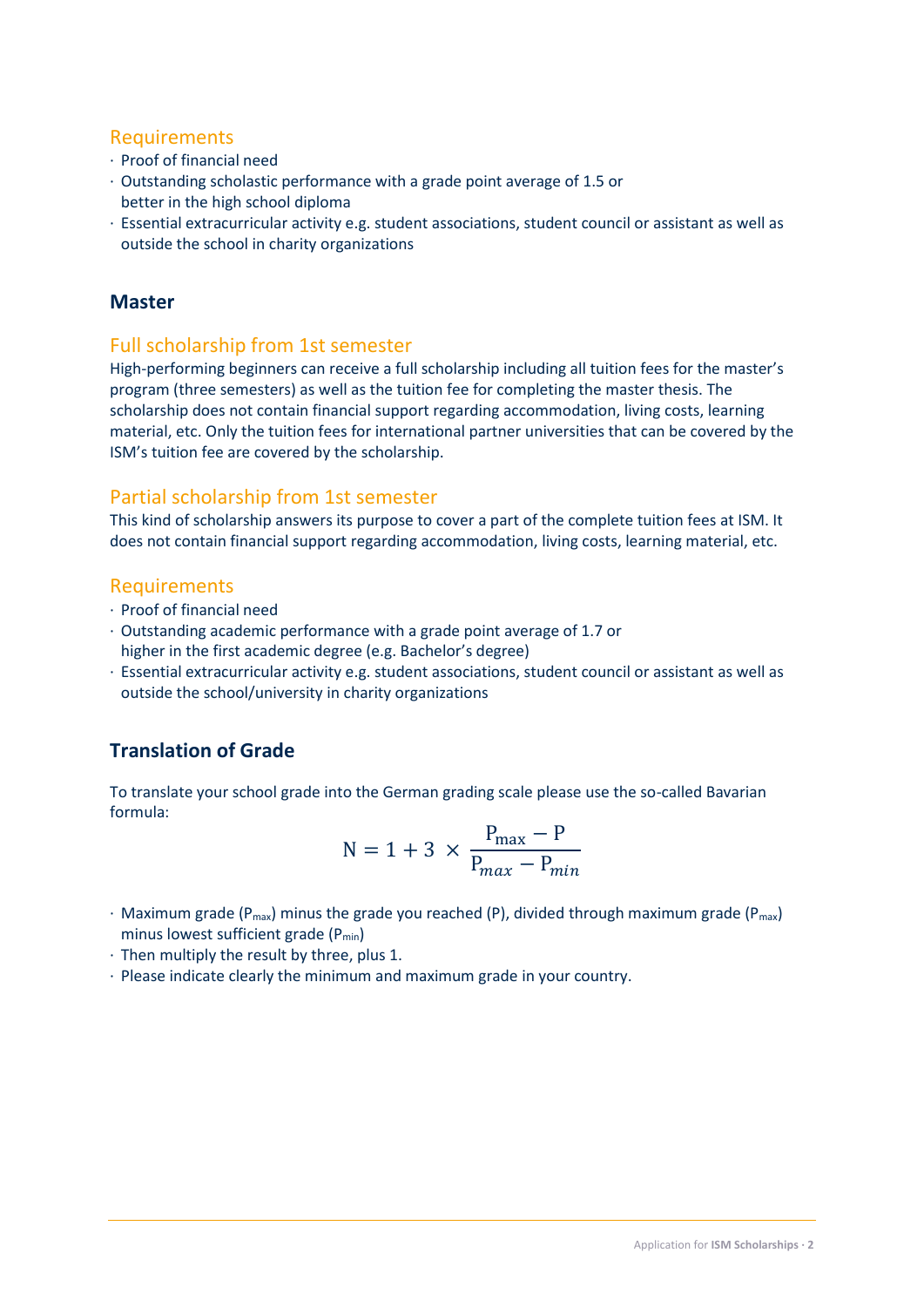### Requirements

- Proof of financial need
- Outstanding scholastic performance with a grade point average of 1.5 or better in the high school diploma
- Essential extracurricular activity e.g. student associations, student council or assistant as well as outside the school in charity organizations

## Master

### Full scholarship from 1st semester

High-performing beginners can receive a full scholarship including all tuition fees for the master's program (three semesters) as well as the tuition fee for completing the master thesis. The scholarship does not contain financial support regarding accommodation, living costs, learning material, etc. Only the tuition fees for international partner universities that can be covered by the ISM's tuition fee are covered by the scholarship.

### Partial scholarship from 1st semester

This kind of scholarship answers its purpose to cover a part of the complete tuition fees at ISM. It does not contain financial support regarding accommodation, living costs, learning material, etc.

### Requirements

- Proof of financial need
- Outstanding academic performance with a grade point average of 1.7 or higher in the first academic degree (e.g. Bachelor's degree)
- Essential extracurricular activity e.g. student associations, student council or assistant as well as outside the school/university in charity organizations

## Translation of Grade

To translate your school grade into the German grading scale please use the so-called Bavarian formula:

$$N = 1 + 3 \times \frac{P_{max} - P}{P_{max} - P_{min}}$$

- Maximum grade ($P_{max}$) minus the grade you reached (P), divided through maximum grade ($P_{max}$) minus lowest sufficient grade ($P_{min}$)
- Then multiply the result by three, plus 1.
- Please indicate clearly the minimum and maximum grade in your country.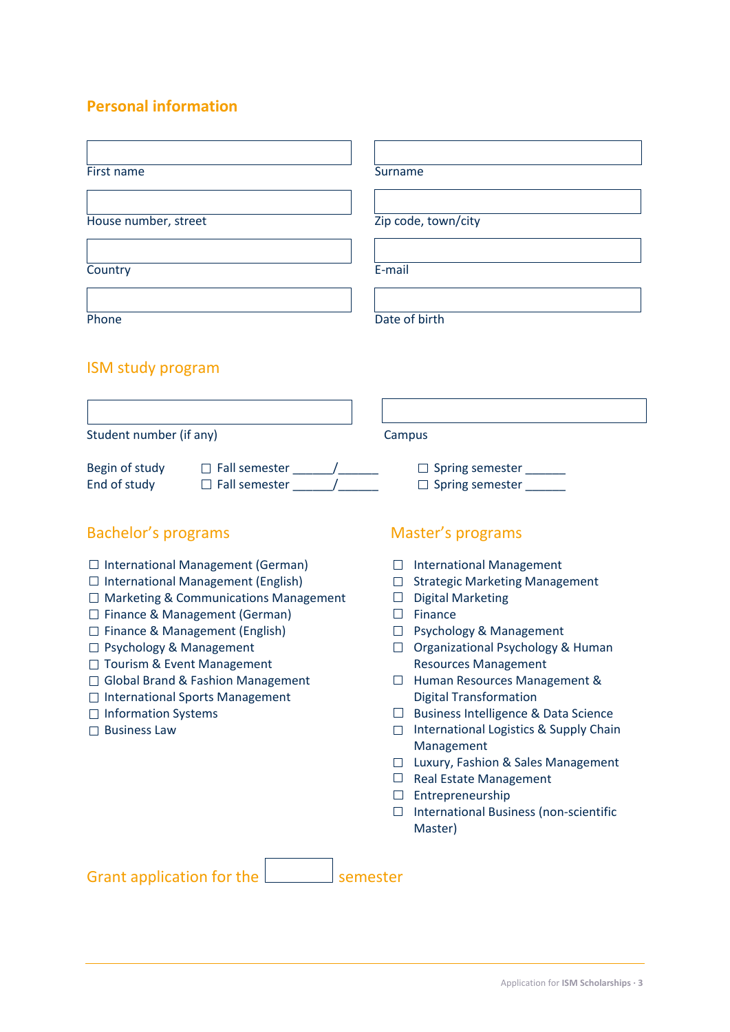## Personal information

First name

Surname

House number, street

Zip code, town/city

Country

E-mail

Phone

Date of birth

## ISM study program

Student number (if any)

Campus

Begin of study ☐ Fall semester ______/______ ☐ Spring semester ______

End of study ☐ Fall semester ______/______ ☐ Spring semester ______

## Bachelor's programs

- ☐ International Management (German)
- ☐ International Management (English)
- ☐ Marketing & Communications Management
- ☐ Finance & Management (German)
- ☐ Finance & Management (English)
- ☐ Psychology & Management
- ☐ Tourism & Event Management
- ☐ Global Brand & Fashion Management
- ☐ International Sports Management
- ☐ Information Systems
- ☐ Business Law

## Master's programs

- ☐ International Management
- ☐ Strategic Marketing Management
- ☐ Digital Marketing
- ☐ Finance
- ☐ Psychology & Management
- ☐ Organizational Psychology & Human Resources Management
- ☐ Human Resources Management & Digital Transformation
- ☐ Business Intelligence & Data Science
- ☐ International Logistics & Supply Chain Management
- ☐ Luxury, Fashion & Sales Management
- ☐ Real Estate Management
- ☐ Entrepreneurship
- ☐ International Business (non-scientific Master)

## Grant application for the ______ semester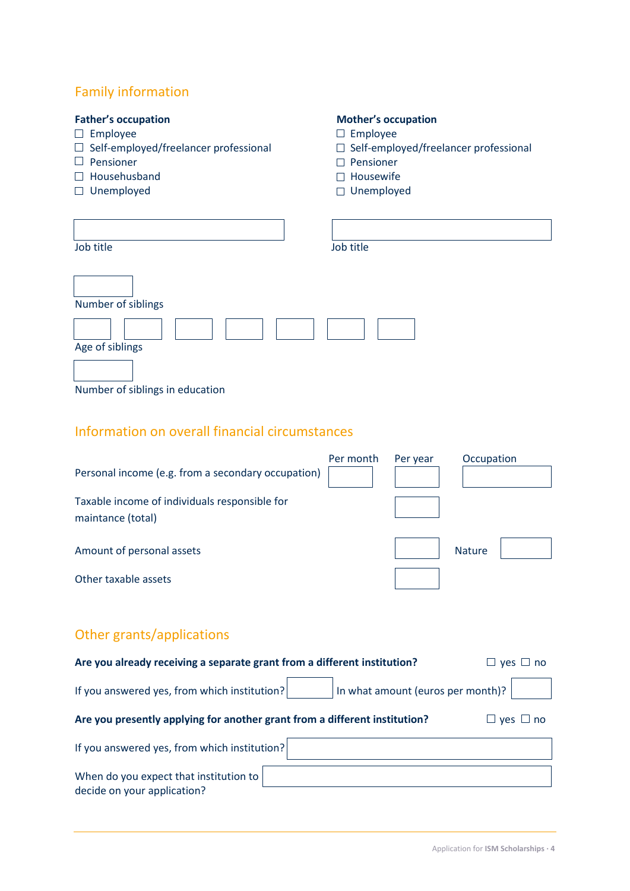## Family information

**Father's occupation**

- ☐ Employee
- ☐ Self-employed/freelancer professional
- ☐ Pensioner
- ☐ Househusband
- ☐ Unemployed

Job title

**Mother's occupation**

- ☐ Employee
- ☐ Self-employed/freelancer professional
- ☐ Pensioner
- ☐ Housewife
- ☐ Unemployed

Job title

Number of siblings

Age of siblings

Number of siblings in education

## Information on overall financial circumstances

| | Per month | Per year | Occupation |
|---|---|---|---|
| Personal income (e.g. from a secondary occupation) | | | |
| Taxable income of individuals responsible for maintance (total) | | | |
| Amount of personal assets | | | Nature |
| Other taxable assets | | | |

## Other grants/applications

**Are you already receiving a separate grant from a different institution?** ☐ yes ☐ no

If you answered yes, from which institution? In what amount (euros per month)?

**Are you presently applying for another grant from a different institution?** ☐ yes ☐ no

If you answered yes, from which institution?

When do you expect that institution to decide on your application?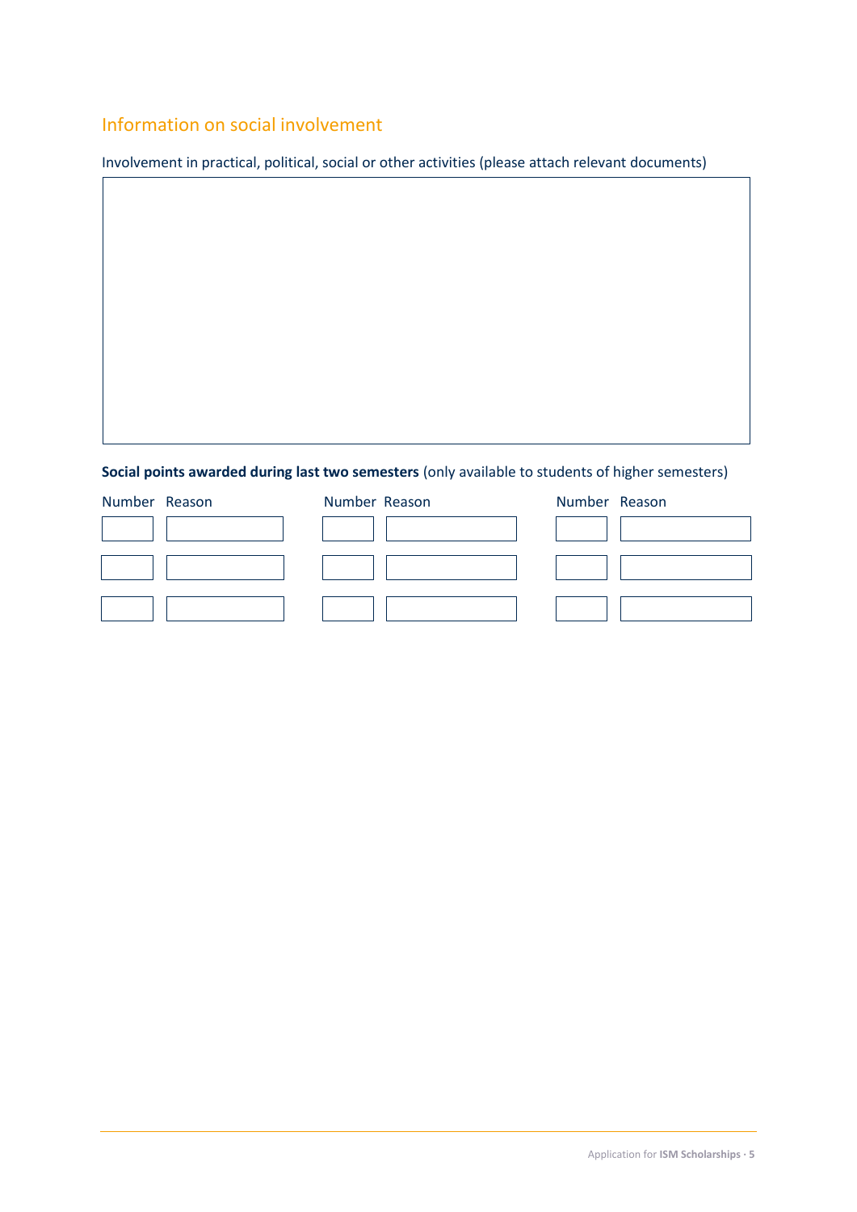## Information on social involvement

Involvement in practical, political, social or other activities (please attach relevant documents)

**Social points awarded during last two semesters** (only available to students of higher semesters)

| Number | Reason | Number | Reason | Number | Reason |
|---|---|---|---|---|---|
| | | | | | |
| | | | | | |
| | | | | | |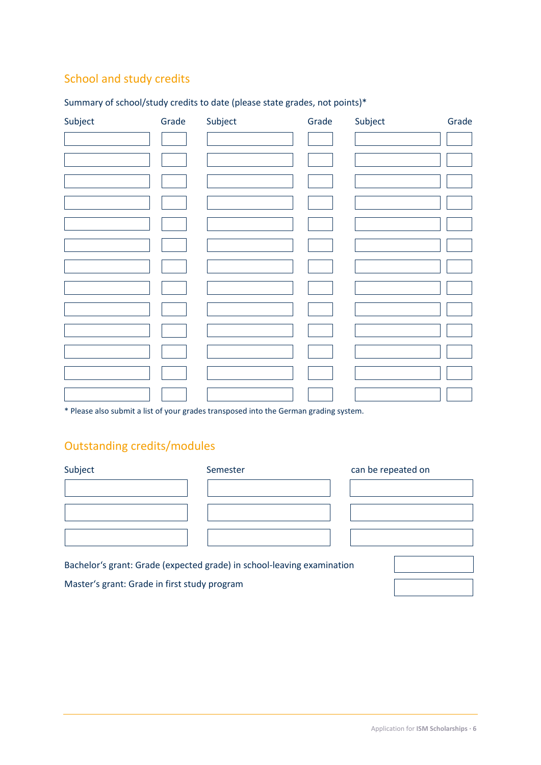## School and study credits

Summary of school/study credits to date (please state grades, not points)*

| Subject | Grade | Subject | Grade | Subject | Grade |
|---|---|---|---|---|---|
| | | | | | |
| | | | | | |
| | | | | | |
| | | | | | |
| | | | | | |
| | | | | | |
| | | | | | |
| | | | | | |
| | | | | | |
| | | | | | |
| | | | | | |
| | | | | | |
| | | | | | |

* Please also submit a list of your grades transposed into the German grading system.

## Outstanding credits/modules

| Subject | Semester | can be repeated on |
|---|---|---|
| | | |
| | | |
| | | |

| | |
|---|---|
| Bachelor‘s grant: Grade (expected grade) in school-leaving examination | |
| Master‘s grant: Grade in first study program | |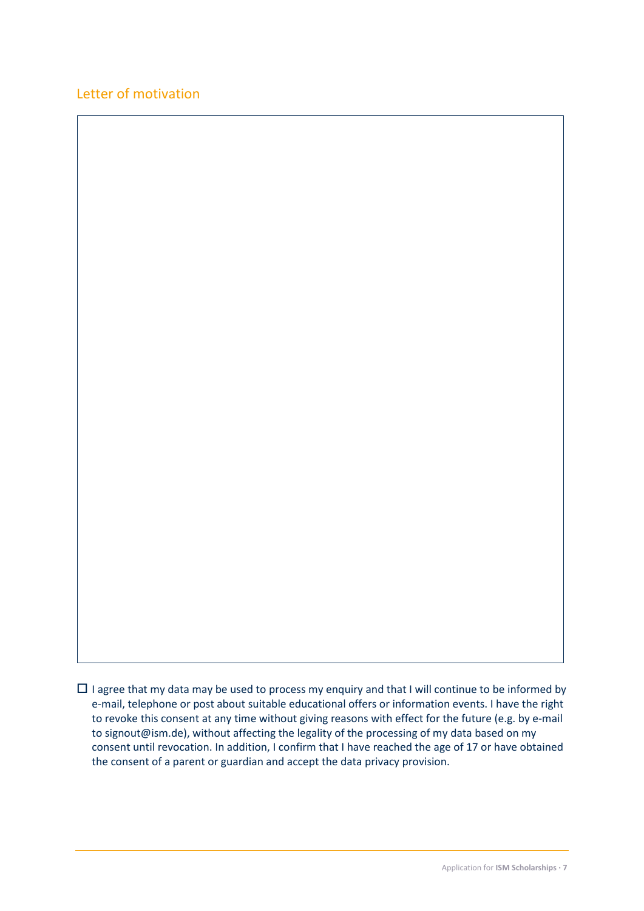## Letter of motivation

☐ I agree that my data may be used to process my enquiry and that I will continue to be informed by e-mail, telephone or post about suitable educational offers or information events. I have the right to revoke this consent at any time without giving reasons with effect for the future (e.g. by e-mail to signout@ism.de), without affecting the legality of the processing of my data based on my consent until revocation. In addition, I confirm that I have reached the age of 17 or have obtained the consent of a parent or guardian and accept the data privacy provision.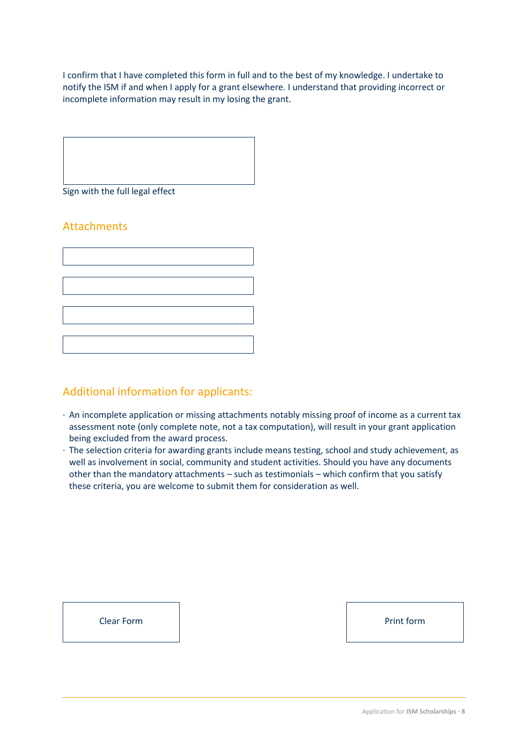I confirm that I have completed this form in full and to the best of my knowledge. I undertake to notify the ISM if and when I apply for a grant elsewhere. I understand that providing incorrect or incomplete information may result in my losing the grant.

Sign with the full legal effect

## Attachments

## Additional information for applicants:

- An incomplete application or missing attachments notably missing proof of income as a current tax assessment note (only complete note, not a tax computation), will result in your grant application being excluded from the award process.
- The selection criteria for awarding grants include means testing, school and study achievement, as well as involvement in social, community and student activities. Should you have any documents other than the mandatory attachments – such as testimonials – which confirm that you satisfy these criteria, you are welcome to submit them for consideration as well.

Clear Form

Print form